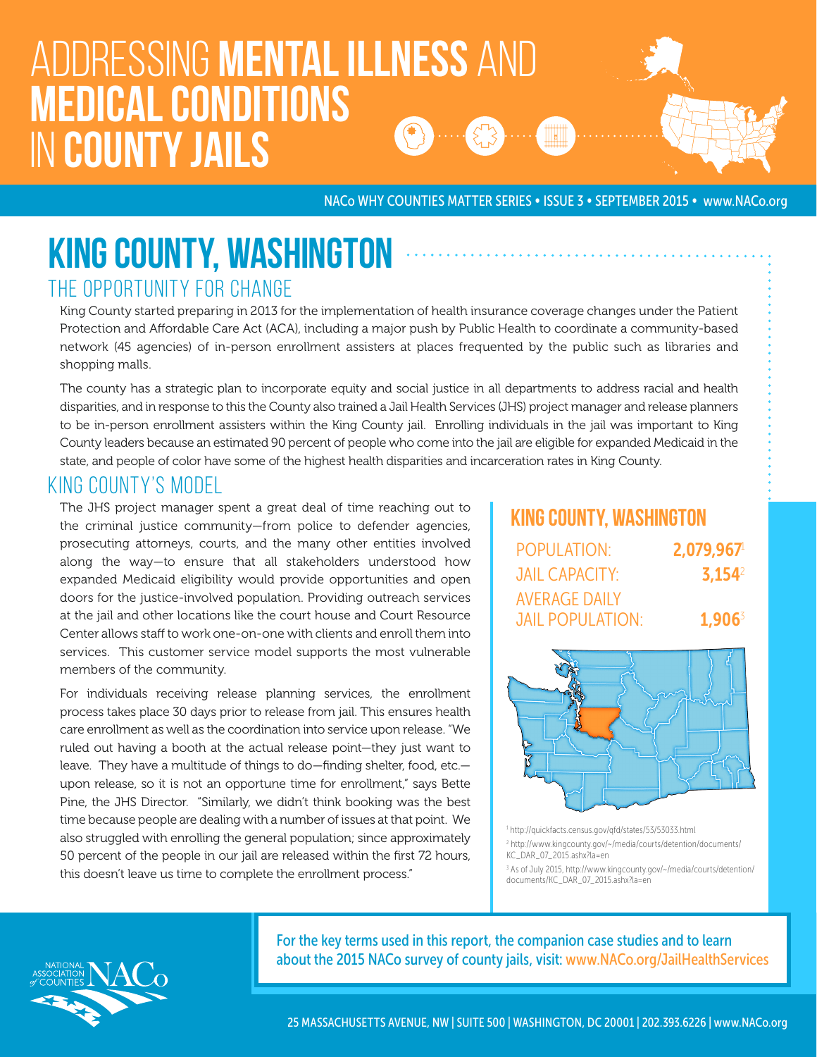# ADDRESSING **MENTAL ILLNESS** AND **MEDICAL CONDITIONS** IN **COUNTY JAILS**

NACo WHY COUNTIES MATTER SERIES • ISSUE 3 • SEPTEMBER 2015 • www.NACo.org

## KING COUNTY, WASHINGTON

### THE OPPORTUNITY FOR CHANGE

King County started preparing in 2013 for the implementation of health insurance coverage changes under the Patient Protection and Affordable Care Act (ACA), including a major push by Public Health to coordinate a community-based network (45 agencies) of in-person enrollment assisters at places frequented by the public such as libraries and shopping malls.

The county has a strategic plan to incorporate equity and social justice in all departments to address racial and health disparities, and in response to this the County also trained a Jail Health Services (JHS) project manager and release planners to be in-person enrollment assisters within the King County jail. Enrolling individuals in the jail was important to King County leaders because an estimated 90 percent of people who come into the jail are eligible for expanded Medicaid in the state, and people of color have some of the highest health disparities and incarceration rates in King County.

### KING COUNTY'S MODEL

The JHS project manager spent a great deal of time reaching out to the criminal justice community—from police to defender agencies, prosecuting attorneys, courts, and the many other entities involved along the way—to ensure that all stakeholders understood how expanded Medicaid eligibility would provide opportunities and open doors for the justice-involved population. Providing outreach services at the jail and other locations like the court house and Court Resource Center allows staff to work one-on-one with clients and enroll them into services. This customer service model supports the most vulnerable members of the community.

For individuals receiving release planning services, the enrollment process takes place 30 days prior to release from jail. This ensures health care enrollment as well as the coordination into service upon release. "We ruled out having a booth at the actual release point—they just want to leave. They have a multitude of things to do—finding shelter, food, etc.—upon release, so it is not an opportune time for enrollment," says Bette Pine, the JHS Director. "Similarly, we didn't think booking was the best time because people are dealing with a number of issues at that point. We also struggled with enrolling the general population; since approximately 50 percent of the people in our jail are released within the first 72 hours, this doesn't leave us time to complete the enrollment process."

### KING COUNTY, WASHINGTON

| | |
|---|---|
| POPULATION: | **2,079,967**[1] |
| JAIL CAPACITY: | **3,154**[2] |
| AVERAGE DAILY JAIL POPULATION: | **1,906**[3] |

[1] http://quickfacts.census.gov/qfd/states/53/53033.html

[2] http://www.kingcounty.gov/~/media/courts/detention/documents/KC_DAR_07_2015.ashx?la=en

[3] As of July 2015, http://www.kingcounty.gov/~/media/courts/detention/documents/KC_DAR_07_2015.ashx?la=en

For the key terms used in this report, the companion case studies and to learn about the 2015 NACo survey of county jails, visit: www.NACo.org/JailHealthServices

NATIONAL ASSOCIATION of COUNTIES NACo

25 MASSACHUSETTS AVENUE, NW | SUITE 500 | WASHINGTON, DC 20001 | 202.393.6226 | www.NACo.org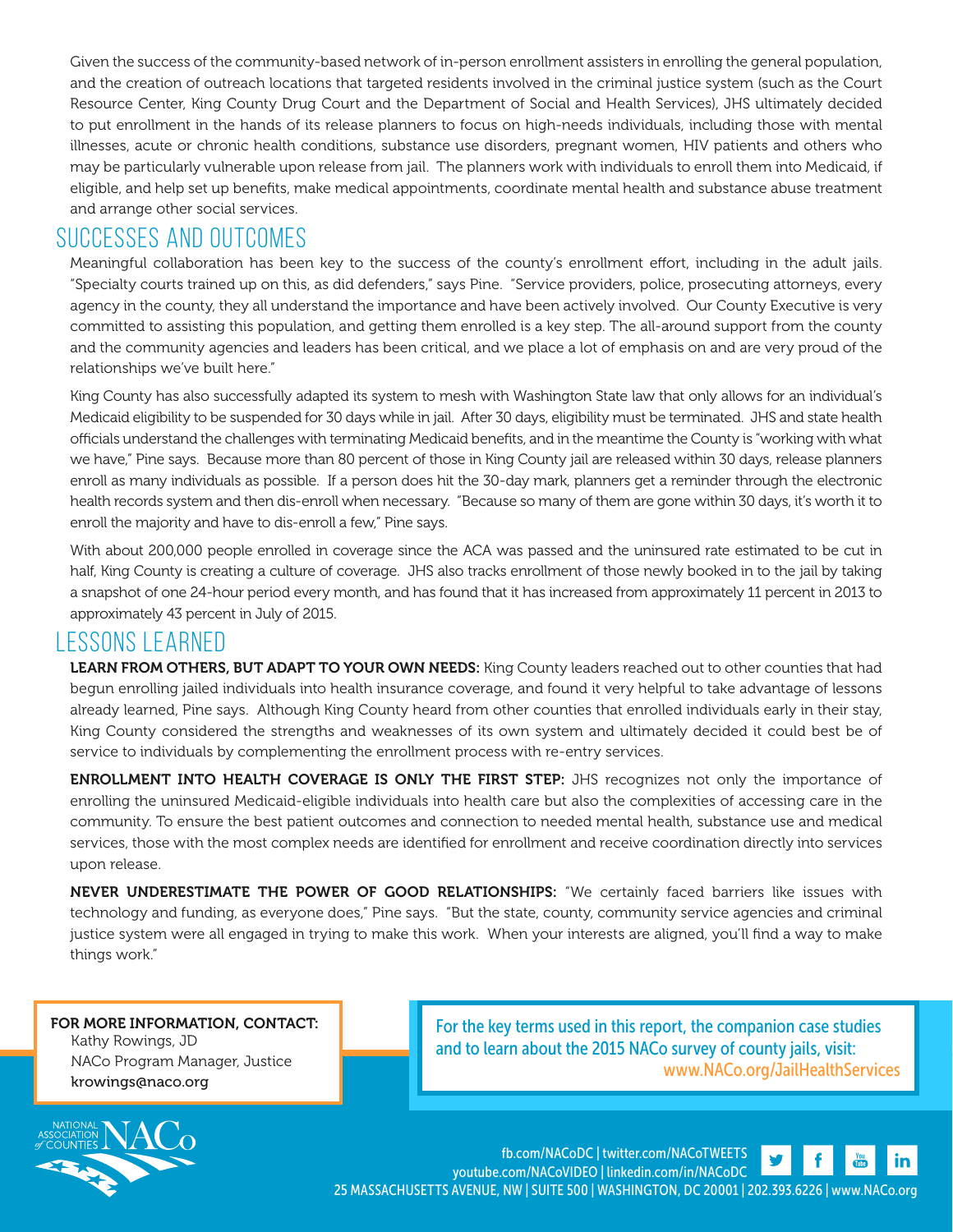Given the success of the community-based network of in-person enrollment assisters in enrolling the general population, and the creation of outreach locations that targeted residents involved in the criminal justice system (such as the Court Resource Center, King County Drug Court and the Department of Social and Health Services), JHS ultimately decided to put enrollment in the hands of its release planners to focus on high-needs individuals, including those with mental illnesses, acute or chronic health conditions, substance use disorders, pregnant women, HIV patients and others who may be particularly vulnerable upon release from jail. The planners work with individuals to enroll them into Medicaid, if eligible, and help set up benefits, make medical appointments, coordinate mental health and substance abuse treatment and arrange other social services.

## SUCCESSES AND OUTCOMES

Meaningful collaboration has been key to the success of the county's enrollment effort, including in the adult jails. "Specialty courts trained up on this, as did defenders," says Pine. "Service providers, police, prosecuting attorneys, every agency in the county, they all understand the importance and have been actively involved. Our County Executive is very committed to assisting this population, and getting them enrolled is a key step. The all-around support from the county and the community agencies and leaders has been critical, and we place a lot of emphasis on and are very proud of the relationships we've built here."

King County has also successfully adapted its system to mesh with Washington State law that only allows for an individual's Medicaid eligibility to be suspended for 30 days while in jail. After 30 days, eligibility must be terminated. JHS and state health officials understand the challenges with terminating Medicaid benefits, and in the meantime the County is "working with what we have," Pine says. Because more than 80 percent of those in King County jail are released within 30 days, release planners enroll as many individuals as possible. If a person does hit the 30-day mark, planners get a reminder through the electronic health records system and then dis-enroll when necessary. "Because so many of them are gone within 30 days, it's worth it to enroll the majority and have to dis-enroll a few," Pine says.

With about 200,000 people enrolled in coverage since the ACA was passed and the uninsured rate estimated to be cut in half, King County is creating a culture of coverage. JHS also tracks enrollment of those newly booked in to the jail by taking a snapshot of one 24-hour period every month, and has found that it has increased from approximately 11 percent in 2013 to approximately 43 percent in July of 2015.

## LESSONS LEARNED

**LEARN FROM OTHERS, BUT ADAPT TO YOUR OWN NEEDS:** King County leaders reached out to other counties that had begun enrolling jailed individuals into health insurance coverage, and found it very helpful to take advantage of lessons already learned, Pine says. Although King County heard from other counties that enrolled individuals early in their stay, King County considered the strengths and weaknesses of its own system and ultimately decided it could best be of service to individuals by complementing the enrollment process with re-entry services.

**ENROLLMENT INTO HEALTH COVERAGE IS ONLY THE FIRST STEP:** JHS recognizes not only the importance of enrolling the uninsured Medicaid-eligible individuals into health care but also the complexities of accessing care in the community. To ensure the best patient outcomes and connection to needed mental health, substance use and medical services, those with the most complex needs are identified for enrollment and receive coordination directly into services upon release.

**NEVER UNDERESTIMATE THE POWER OF GOOD RELATIONSHIPS:** "We certainly faced barriers like issues with technology and funding, as everyone does," Pine says. "But the state, county, community service agencies and criminal justice system were all engaged in trying to make this work. When your interests are aligned, you'll find a way to make things work."

**FOR MORE INFORMATION, CONTACT:**
Kathy Rowings, JD
NACo Program Manager, Justice
krowings@naco.org

For the key terms used in this report, the companion case studies and to learn about the 2015 NACo survey of county jails, visit:
www.NACo.org/JailHealthServices

NATIONAL ASSOCIATION of COUNTIES NACo

fb.com/NACoDC | twitter.com/NACoTWEETS
youtube.com/NACoVIDEO | linkedin.com/in/NACoDC
25 MASSACHUSETTS AVENUE, NW | SUITE 500 | WASHINGTON, DC 20001 | 202.393.6226 | www.NACo.org